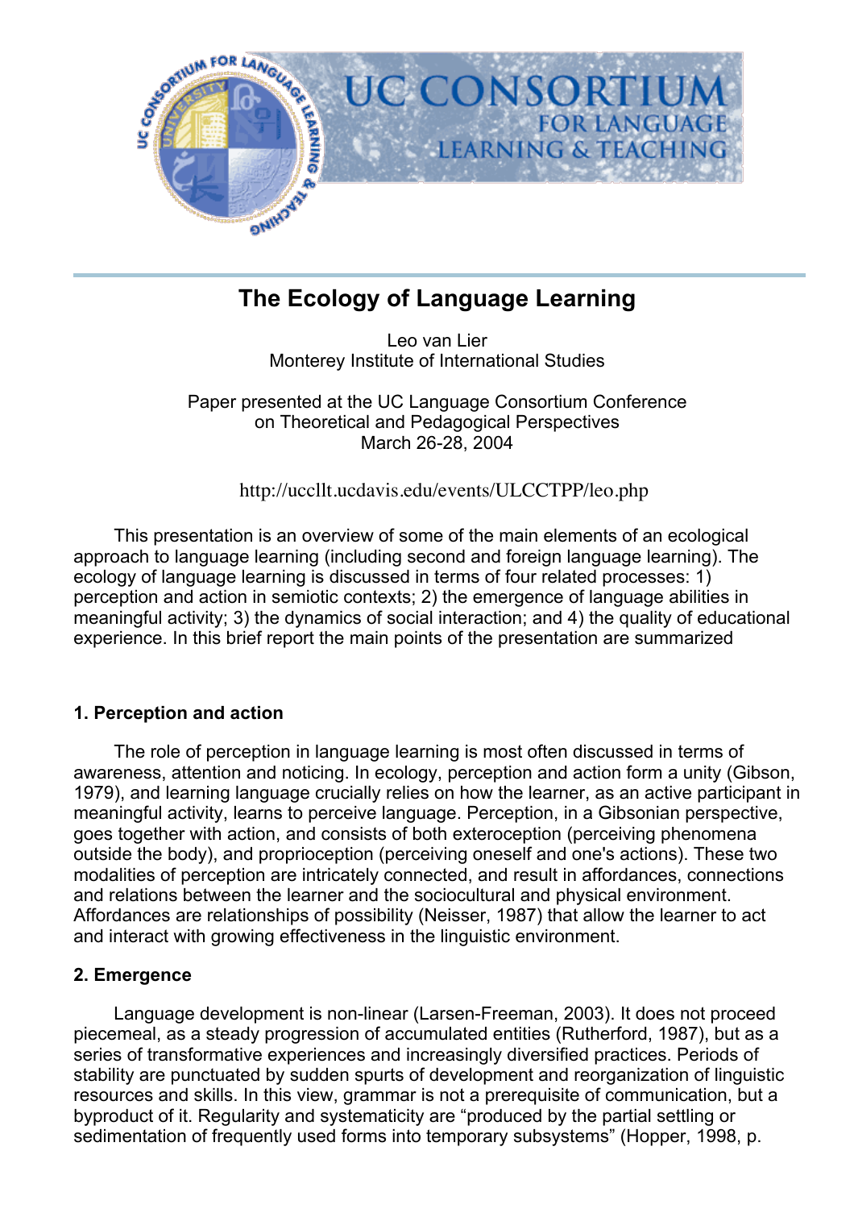UC CONSORTIUM FOR LANGUAGE LEARNING & TEACHING

# The Ecology of Language Learning

Leo van Lier
Monterey Institute of International Studies

Paper presented at the UC Language Consortium Conference
on Theoretical and Pedagogical Perspectives
March 26-28, 2004

http://uccllt.ucdavis.edu/events/ULCCTPP/leo.php

This presentation is an overview of some of the main elements of an ecological approach to language learning (including second and foreign language learning). The ecology of language learning is discussed in terms of four related processes: 1) perception and action in semiotic contexts; 2) the emergence of language abilities in meaningful activity; 3) the dynamics of social interaction; and 4) the quality of educational experience. In this brief report the main points of the presentation are summarized

## 1. Perception and action

The role of perception in language learning is most often discussed in terms of awareness, attention and noticing. In ecology, perception and action form a unity (Gibson, 1979), and learning language crucially relies on how the learner, as an active participant in meaningful activity, learns to perceive language. Perception, in a Gibsonian perspective, goes together with action, and consists of both exteroception (perceiving phenomena outside the body), and proprioception (perceiving oneself and one's actions). These two modalities of perception are intricately connected, and result in affordances, connections and relations between the learner and the sociocultural and physical environment. Affordances are relationships of possibility (Neisser, 1987) that allow the learner to act and interact with growing effectiveness in the linguistic environment.

## 2. Emergence

Language development is non-linear (Larsen-Freeman, 2003). It does not proceed piecemeal, as a steady progression of accumulated entities (Rutherford, 1987), but as a series of transformative experiences and increasingly diversified practices. Periods of stability are punctuated by sudden spurts of development and reorganization of linguistic resources and skills. In this view, grammar is not a prerequisite of communication, but a byproduct of it. Regularity and systematicity are "produced by the partial settling or sedimentation of frequently used forms into temporary subsystems" (Hopper, 1998, p.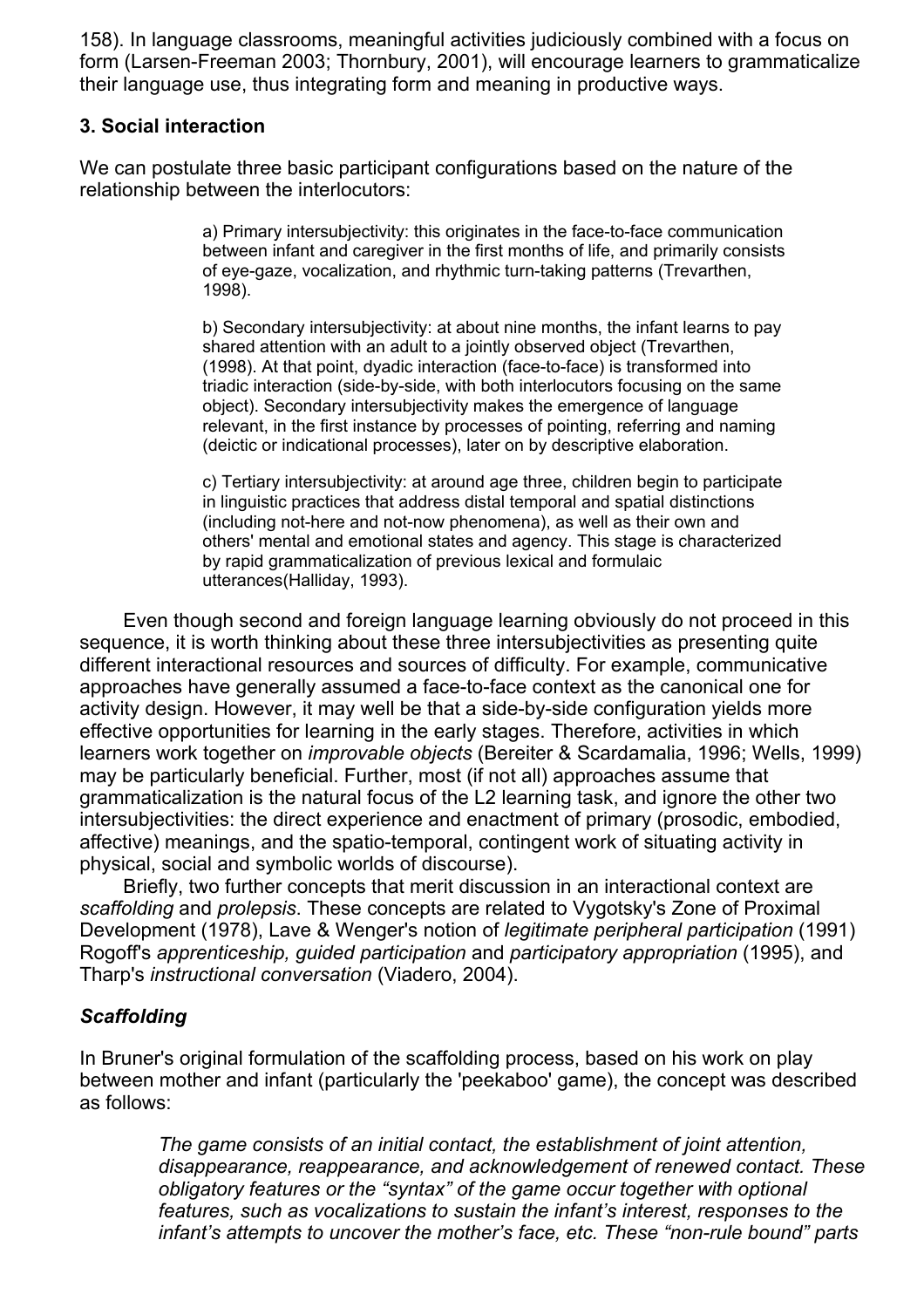158). In language classrooms, meaningful activities judiciously combined with a focus on form (Larsen-Freeman 2003; Thornbury, 2001), will encourage learners to grammaticalize their language use, thus integrating form and meaning in productive ways.

### 3. Social interaction

We can postulate three basic participant configurations based on the nature of the relationship between the interlocutors:

> a) Primary intersubjectivity: this originates in the face-to-face communication between infant and caregiver in the first months of life, and primarily consists of eye-gaze, vocalization, and rhythmic turn-taking patterns (Trevarthen, 1998).
>
> b) Secondary intersubjectivity: at about nine months, the infant learns to pay shared attention with an adult to a jointly observed object (Trevarthen, (1998). At that point, dyadic interaction (face-to-face) is transformed into triadic interaction (side-by-side, with both interlocutors focusing on the same object). Secondary intersubjectivity makes the emergence of language relevant, in the first instance by processes of pointing, referring and naming (deictic or indicational processes), later on by descriptive elaboration.
>
> c) Tertiary intersubjectivity: at around age three, children begin to participate in linguistic practices that address distal temporal and spatial distinctions (including not-here and not-now phenomena), as well as their own and others' mental and emotional states and agency. This stage is characterized by rapid grammaticalization of previous lexical and formulaic utterances(Halliday, 1993).

Even though second and foreign language learning obviously do not proceed in this sequence, it is worth thinking about these three intersubjectivities as presenting quite different interactional resources and sources of difficulty. For example, communicative approaches have generally assumed a face-to-face context as the canonical one for activity design. However, it may well be that a side-by-side configuration yields more effective opportunities for learning in the early stages. Therefore, activities in which learners work together on *improvable objects* (Bereiter & Scardamalia, 1996; Wells, 1999) may be particularly beneficial. Further, most (if not all) approaches assume that grammaticalization is the natural focus of the L2 learning task, and ignore the other two intersubjectivities: the direct experience and enactment of primary (prosodic, embodied, affective) meanings, and the spatio-temporal, contingent work of situating activity in physical, social and symbolic worlds of discourse).

Briefly, two further concepts that merit discussion in an interactional context are *scaffolding* and *prolepsis*. These concepts are related to Vygotsky's Zone of Proximal Development (1978), Lave & Wenger's notion of *legitimate peripheral participation* (1991) Rogoff's *apprenticeship, guided participation* and *participatory appropriation* (1995), and Tharp's *instructional conversation* (Viadero, 2004).

#### *Scaffolding*

In Bruner's original formulation of the scaffolding process, based on his work on play between mother and infant (particularly the 'peekaboo' game), the concept was described as follows:

> *The game consists of an initial contact, the establishment of joint attention, disappearance, reappearance, and acknowledgement of renewed contact. These obligatory features or the "syntax" of the game occur together with optional features, such as vocalizations to sustain the infant's interest, responses to the infant's attempts to uncover the mother's face, etc. These "non-rule bound" parts*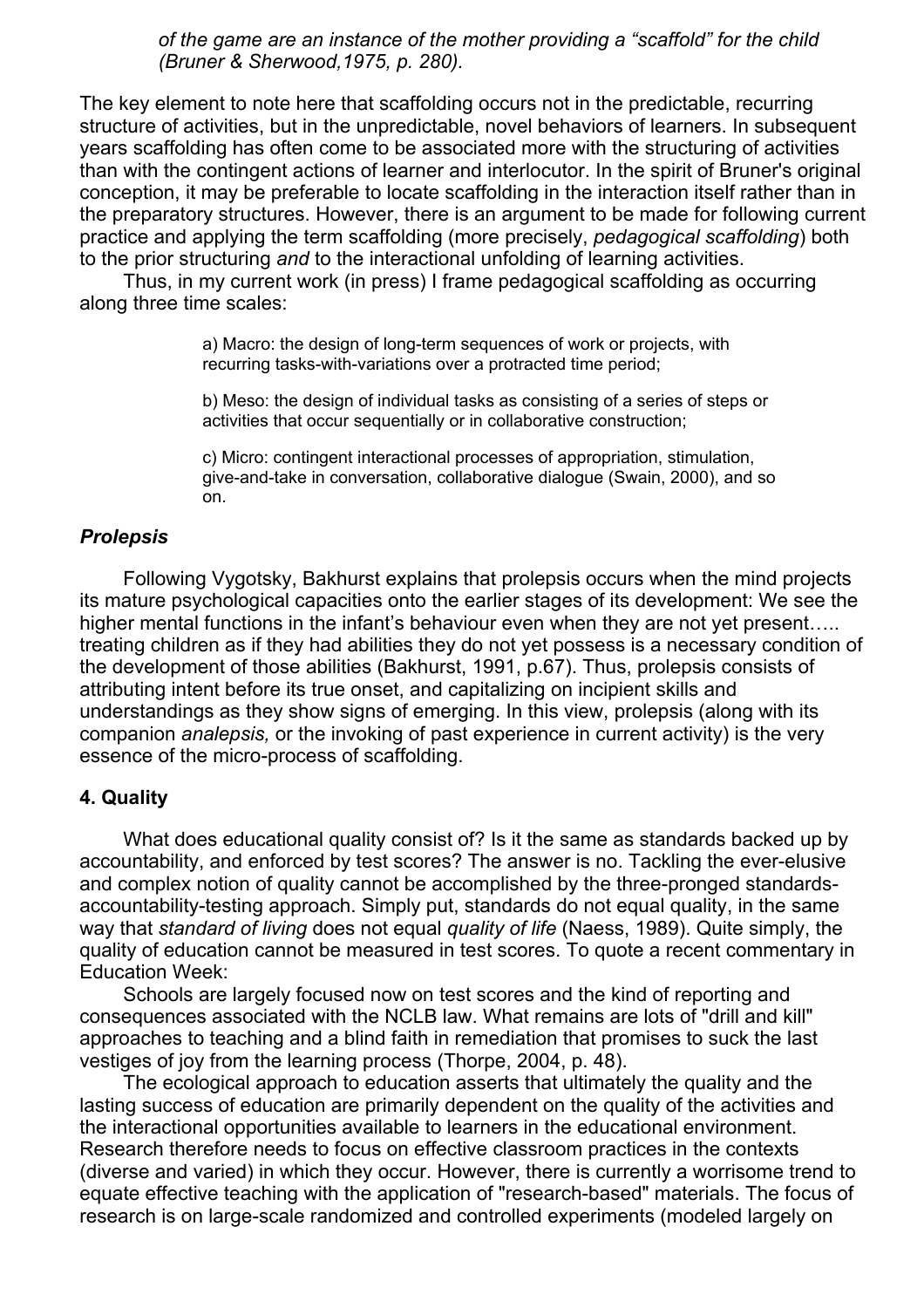*of the game are an instance of the mother providing a "scaffold" for the child (Bruner & Sherwood,1975, p. 280).*

The key element to note here that scaffolding occurs not in the predictable, recurring structure of activities, but in the unpredictable, novel behaviors of learners. In subsequent years scaffolding has often come to be associated more with the structuring of activities than with the contingent actions of learner and interlocutor. In the spirit of Bruner's original conception, it may be preferable to locate scaffolding in the interaction itself rather than in the preparatory structures. However, there is an argument to be made for following current practice and applying the term scaffolding (more precisely, *pedagogical scaffolding*) both to the prior structuring *and* to the interactional unfolding of learning activities.

Thus, in my current work (in press) I frame pedagogical scaffolding as occurring along three time scales:

> a) Macro: the design of long-term sequences of work or projects, with recurring tasks-with-variations over a protracted time period;
>
> b) Meso: the design of individual tasks as consisting of a series of steps or activities that occur sequentially or in collaborative construction;
>
> c) Micro: contingent interactional processes of appropriation, stimulation, give-and-take in conversation, collaborative dialogue (Swain, 2000), and so on.

### *Prolepsis*

Following Vygotsky, Bakhurst explains that prolepsis occurs when the mind projects its mature psychological capacities onto the earlier stages of its development: We see the higher mental functions in the infant's behaviour even when they are not yet present….. treating children as if they had abilities they do not yet possess is a necessary condition of the development of those abilities (Bakhurst, 1991, p.67). Thus, prolepsis consists of attributing intent before its true onset, and capitalizing on incipient skills and understandings as they show signs of emerging. In this view, prolepsis (along with its companion *analepsis,* or the invoking of past experience in current activity) is the very essence of the micro-process of scaffolding.

## 4. Quality

What does educational quality consist of? Is it the same as standards backed up by accountability, and enforced by test scores? The answer is no. Tackling the ever-elusive and complex notion of quality cannot be accomplished by the three-pronged standards-accountability-testing approach. Simply put, standards do not equal quality, in the same way that *standard of living* does not equal *quality of life* (Naess, 1989). Quite simply, the quality of education cannot be measured in test scores. To quote a recent commentary in Education Week:

Schools are largely focused now on test scores and the kind of reporting and consequences associated with the NCLB law. What remains are lots of "drill and kill" approaches to teaching and a blind faith in remediation that promises to suck the last vestiges of joy from the learning process (Thorpe, 2004, p. 48).

The ecological approach to education asserts that ultimately the quality and the lasting success of education are primarily dependent on the quality of the activities and the interactional opportunities available to learners in the educational environment. Research therefore needs to focus on effective classroom practices in the contexts (diverse and varied) in which they occur. However, there is currently a worrisome trend to equate effective teaching with the application of "research-based" materials. The focus of research is on large-scale randomized and controlled experiments (modeled largely on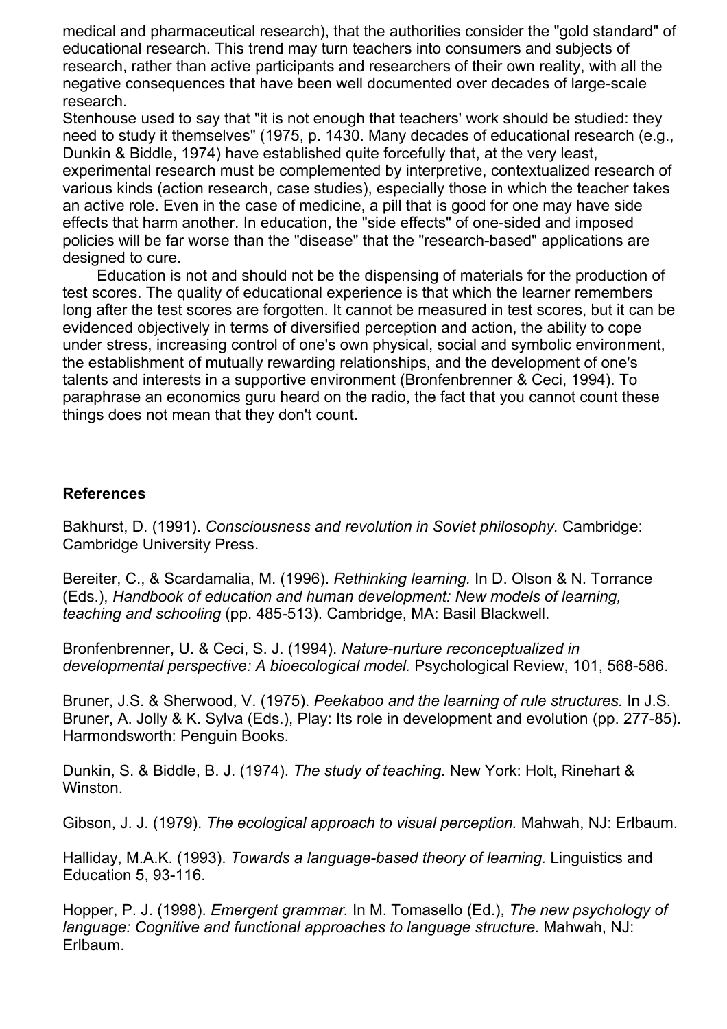medical and pharmaceutical research), that the authorities consider the "gold standard" of educational research. This trend may turn teachers into consumers and subjects of research, rather than active participants and researchers of their own reality, with all the negative consequences that have been well documented over decades of large-scale research.

Stenhouse used to say that "it is not enough that teachers' work should be studied: they need to study it themselves" (1975, p. 1430. Many decades of educational research (e.g., Dunkin & Biddle, 1974) have established quite forcefully that, at the very least, experimental research must be complemented by interpretive, contextualized research of various kinds (action research, case studies), especially those in which the teacher takes an active role. Even in the case of medicine, a pill that is good for one may have side effects that harm another. In education, the "side effects" of one-sided and imposed policies will be far worse than the "disease" that the "research-based" applications are designed to cure.

Education is not and should not be the dispensing of materials for the production of test scores. The quality of educational experience is that which the learner remembers long after the test scores are forgotten. It cannot be measured in test scores, but it can be evidenced objectively in terms of diversified perception and action, the ability to cope under stress, increasing control of one's own physical, social and symbolic environment, the establishment of mutually rewarding relationships, and the development of one's talents and interests in a supportive environment (Bronfenbrenner & Ceci, 1994). To paraphrase an economics guru heard on the radio, the fact that you cannot count these things does not mean that they don't count.

## References

Bakhurst, D. (1991). *Consciousness and revolution in Soviet philosophy.* Cambridge: Cambridge University Press.

Bereiter, C., & Scardamalia, M. (1996). *Rethinking learning.* In D. Olson & N. Torrance (Eds.), *Handbook of education and human development: New models of learning, teaching and schooling* (pp. 485-513). Cambridge, MA: Basil Blackwell.

Bronfenbrenner, U. & Ceci, S. J. (1994). *Nature-nurture reconceptualized in developmental perspective: A bioecological model.* Psychological Review, 101, 568-586.

Bruner, J.S. & Sherwood, V. (1975). *Peekaboo and the learning of rule structures.* In J.S. Bruner, A. Jolly & K. Sylva (Eds.), Play: Its role in development and evolution (pp. 277-85). Harmondsworth: Penguin Books.

Dunkin, S. & Biddle, B. J. (1974). *The study of teaching.* New York: Holt, Rinehart & Winston.

Gibson, J. J. (1979). *The ecological approach to visual perception.* Mahwah, NJ: Erlbaum.

Halliday, M.A.K. (1993). *Towards a language-based theory of learning.* Linguistics and Education 5, 93-116.

Hopper, P. J. (1998). *Emergent grammar.* In M. Tomasello (Ed.), *The new psychology of language: Cognitive and functional approaches to language structure.* Mahwah, NJ: Erlbaum.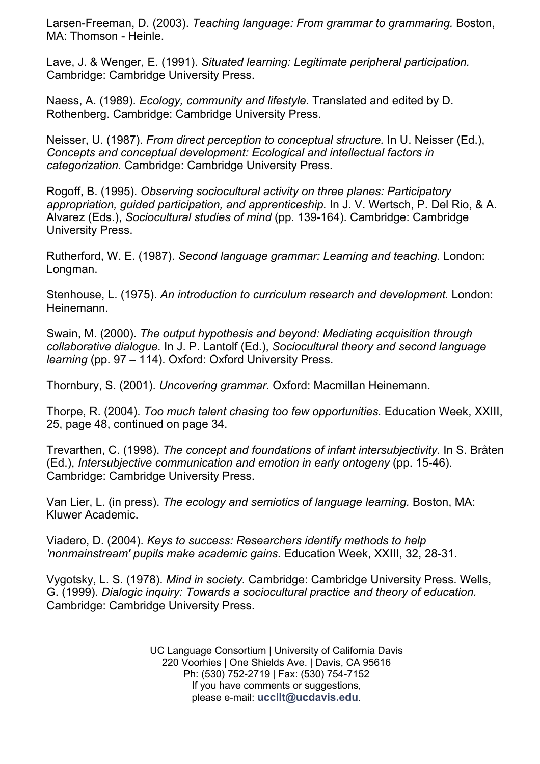Larsen-Freeman, D. (2003). *Teaching language: From grammar to grammaring.* Boston, MA: Thomson - Heinle.

Lave, J. & Wenger, E. (1991). *Situated learning: Legitimate peripheral participation.* Cambridge: Cambridge University Press.

Naess, A. (1989). *Ecology, community and lifestyle.* Translated and edited by D. Rothenberg. Cambridge: Cambridge University Press.

Neisser, U. (1987). *From direct perception to conceptual structure.* In U. Neisser (Ed.), *Concepts and conceptual development: Ecological and intellectual factors in categorization.* Cambridge: Cambridge University Press.

Rogoff, B. (1995). *Observing sociocultural activity on three planes: Participatory appropriation, guided participation, and apprenticeship.* In J. V. Wertsch, P. Del Rio, & A. Alvarez (Eds.), *Sociocultural studies of mind* (pp. 139-164). Cambridge: Cambridge University Press.

Rutherford, W. E. (1987). *Second language grammar: Learning and teaching.* London: Longman.

Stenhouse, L. (1975). *An introduction to curriculum research and development.* London: Heinemann.

Swain, M. (2000). *The output hypothesis and beyond: Mediating acquisition through collaborative dialogue.* In J. P. Lantolf (Ed.), *Sociocultural theory and second language learning* (pp. 97 – 114). Oxford: Oxford University Press.

Thornbury, S. (2001). *Uncovering grammar.* Oxford: Macmillan Heinemann.

Thorpe, R. (2004). *Too much talent chasing too few opportunities.* Education Week, XXIII, 25, page 48, continued on page 34.

Trevarthen, C. (1998). *The concept and foundations of infant intersubjectivity.* In S. Bråten (Ed.), *Intersubjective communication and emotion in early ontogeny* (pp. 15-46). Cambridge: Cambridge University Press.

Van Lier, L. (in press). *The ecology and semiotics of language learning.* Boston, MA: Kluwer Academic.

Viadero, D. (2004). *Keys to success: Researchers identify methods to help 'nonmainstream' pupils make academic gains.* Education Week, XXIII, 32, 28-31.

Vygotsky, L. S. (1978). *Mind in society.* Cambridge: Cambridge University Press. Wells, G. (1999). *Dialogic inquiry: Towards a sociocultural practice and theory of education.* Cambridge: Cambridge University Press.

UC Language Consortium | University of California Davis
220 Voorhies | One Shields Ave. | Davis, CA 95616
Ph: (530) 752-2719 | Fax: (530) 754-7152
If you have comments or suggestions,
please e-mail: **ucpllt@ucdavis.edu**.